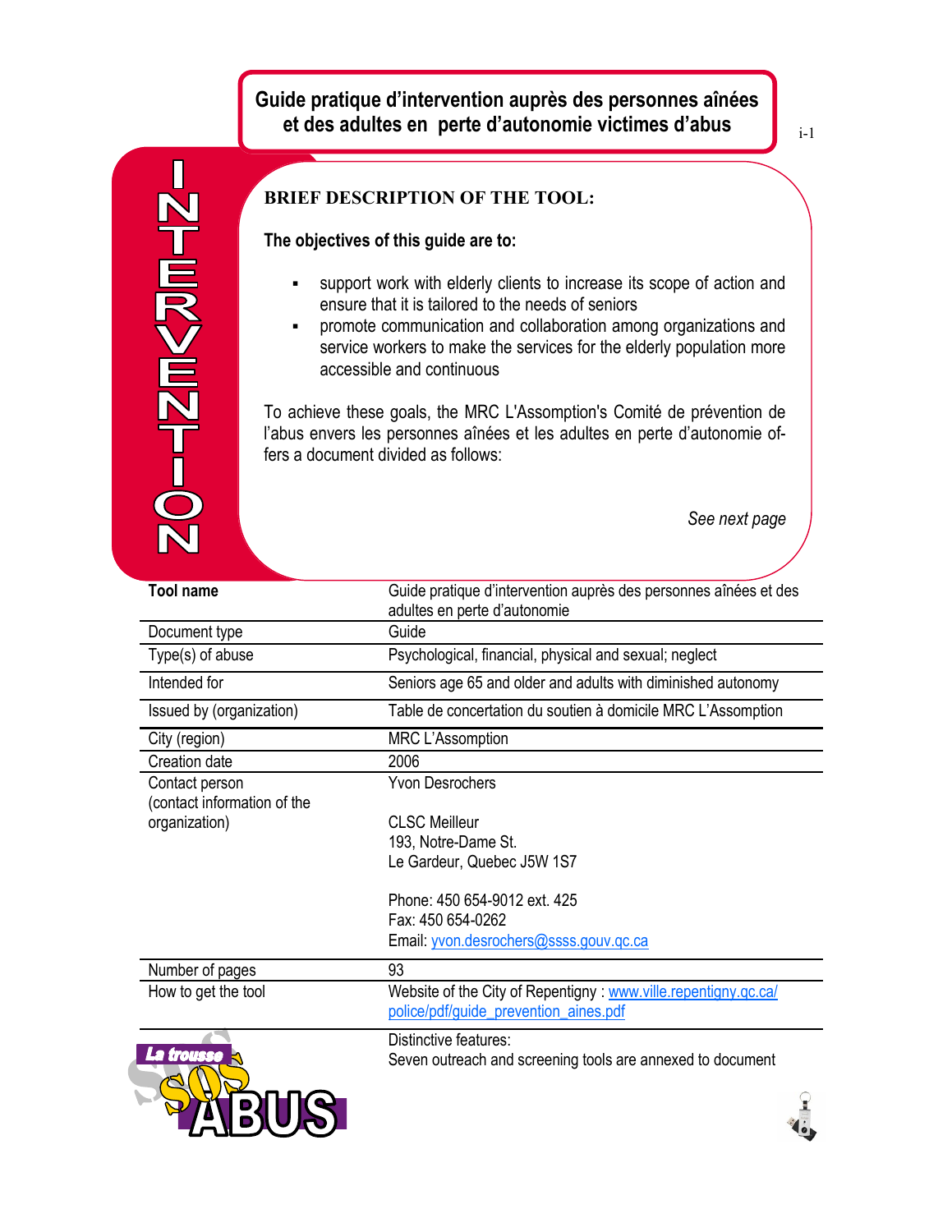# Guide pratique d'intervention auprès des personnes aînées et des adultes en perte d'autonomie victimes d'abus

INTERVENTION

## BRIEF DESCRIPTION OF THE TOOL:

**The objectives of this guide are to:**

- support work with elderly clients to increase its scope of action and ensure that it is tailored to the needs of seniors
- promote communication and collaboration among organizations and service workers to make the services for the elderly population more accessible and continuous

To achieve these goals, the MRC L'Assomption's Comité de prévention de l'abus envers les personnes aînées et les adultes en perte d'autonomie offers a document divided as follows:

*See next page*

| **Tool name** | Guide pratique d'intervention auprès des personnes aînées et des adultes en perte d'autonomie |
|---|---|
| Document type | Guide |
| Type(s) of abuse | Psychological, financial, physical and sexual; neglect |
| Intended for | Seniors age 65 and older and adults with diminished autonomy |
| Issued by (organization) | Table de concertation du soutien à domicile MRC L'Assomption |
| City (region) | MRC L'Assomption |
| Creation date | 2006 |
| Contact person (contact information of the organization) | Yvon Desrochers<br><br>CLSC Meilleur<br>193, Notre-Dame St.<br>Le Gardeur, Quebec J5W 1S7<br><br>Phone: 450 654-9012 ext. 425<br>Fax: 450 654-0262<br>Email: yvon.desrochers@ssss.gouv.qc.ca |
| Number of pages | 93 |
| How to get the tool | Website of the City of Repentigny : www.ville.repentigny.qc.ca/police/pdf/guide_prevention_aines.pdf |
| | Distinctive features:<br>Seven outreach and screening tools are annexed to document |

La trousse SOS ABUS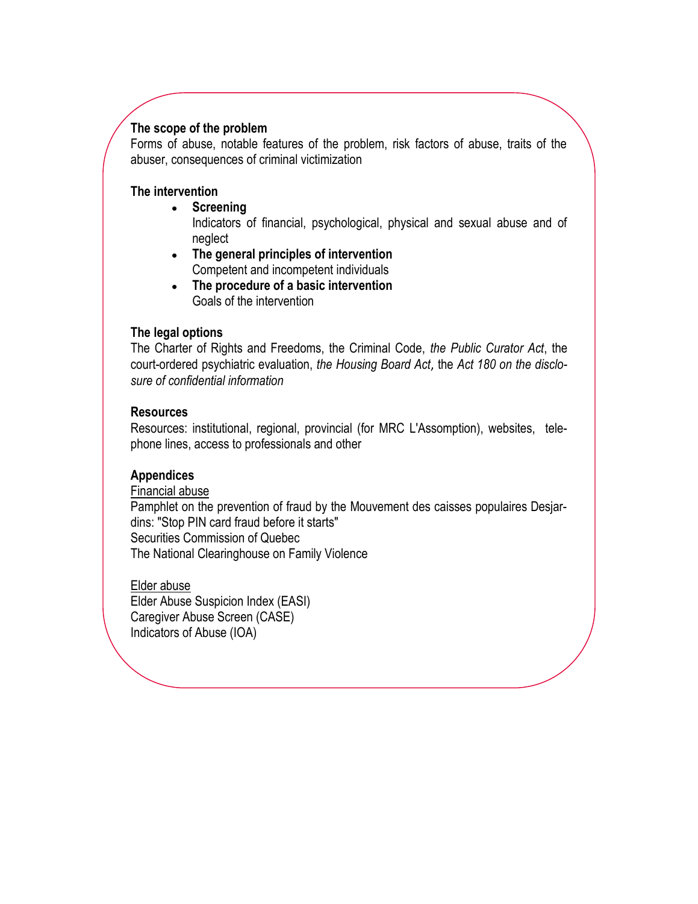**The scope of the problem**

Forms of abuse, notable features of the problem, risk factors of abuse, traits of the abuser, consequences of criminal victimization

**The intervention**

- **Screening**
  Indicators of financial, psychological, physical and sexual abuse and of neglect
- **The general principles of intervention**
  Competent and incompetent individuals
- **The procedure of a basic intervention**
  Goals of the intervention

**The legal options**

The Charter of Rights and Freedoms, the Criminal Code, *the Public Curator Act*, the court-ordered psychiatric evaluation, *the Housing Board Act,* the *Act 180 on the disclosure of confidential information*

**Resources**

Resources: institutional, regional, provincial (for MRC L'Assomption), websites, telephone lines, access to professionals and other

**Appendices**

<u>Financial abuse</u>

Pamphlet on the prevention of fraud by the Mouvement des caisses populaires Desjardins: "Stop PIN card fraud before it starts"

Securities Commission of Quebec

The National Clearinghouse on Family Violence

<u>Elder abuse</u>

Elder Abuse Suspicion Index (EASI)

Caregiver Abuse Screen (CASE)

Indicators of Abuse (IOA)